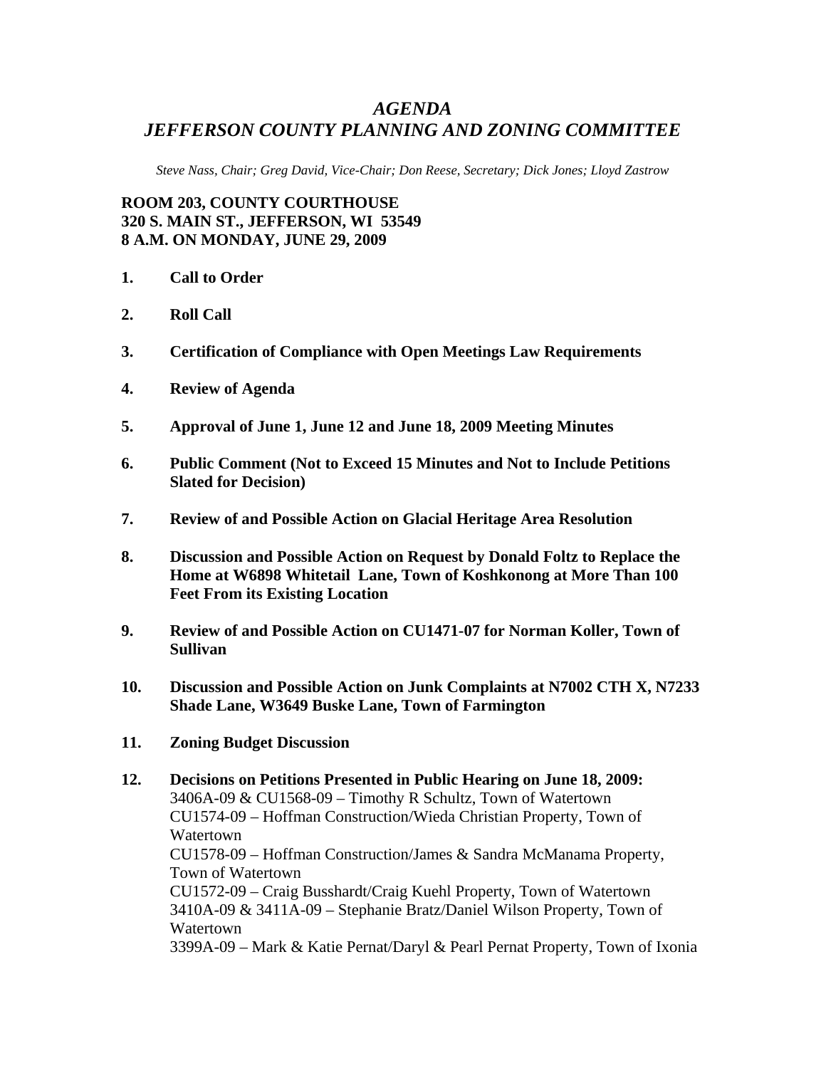# *AGENDA*
# *JEFFERSON COUNTY PLANNING AND ZONING COMMITTEE*

*Steve Nass, Chair; Greg David, Vice-Chair; Don Reese, Secretary; Dick Jones; Lloyd Zastrow*

**ROOM 203, COUNTY COURTHOUSE**
**320 S. MAIN ST., JEFFERSON, WI 53549**
**8 A.M. ON MONDAY, JUNE 29, 2009**

1. **Call to Order**

2. **Roll Call**

3. **Certification of Compliance with Open Meetings Law Requirements**

4. **Review of Agenda**

5. **Approval of June 1, June 12 and June 18, 2009 Meeting Minutes**

6. **Public Comment (Not to Exceed 15 Minutes and Not to Include Petitions Slated for Decision)**

7. **Review of and Possible Action on Glacial Heritage Area Resolution**

8. **Discussion and Possible Action on Request by Donald Foltz to Replace the Home at W6898 Whitetail Lane, Town of Koshkonong at More Than 100 Feet From its Existing Location**

9. **Review of and Possible Action on CU1471-07 for Norman Koller, Town of Sullivan**

10. **Discussion and Possible Action on Junk Complaints at N7002 CTH X, N7233 Shade Lane, W3649 Buske Lane, Town of Farmington**

11. **Zoning Budget Discussion**

12. **Decisions on Petitions Presented in Public Hearing on June 18, 2009:**
    3406A-09 & CU1568-09 – Timothy R Schultz, Town of Watertown
    CU1574-09 – Hoffman Construction/Wieda Christian Property, Town of Watertown
    CU1578-09 – Hoffman Construction/James & Sandra McManama Property, Town of Watertown
    CU1572-09 – Craig Busshardt/Craig Kuehl Property, Town of Watertown
    3410A-09 & 3411A-09 – Stephanie Bratz/Daniel Wilson Property, Town of Watertown
    3399A-09 – Mark & Katie Pernat/Daryl & Pearl Pernat Property, Town of Ixonia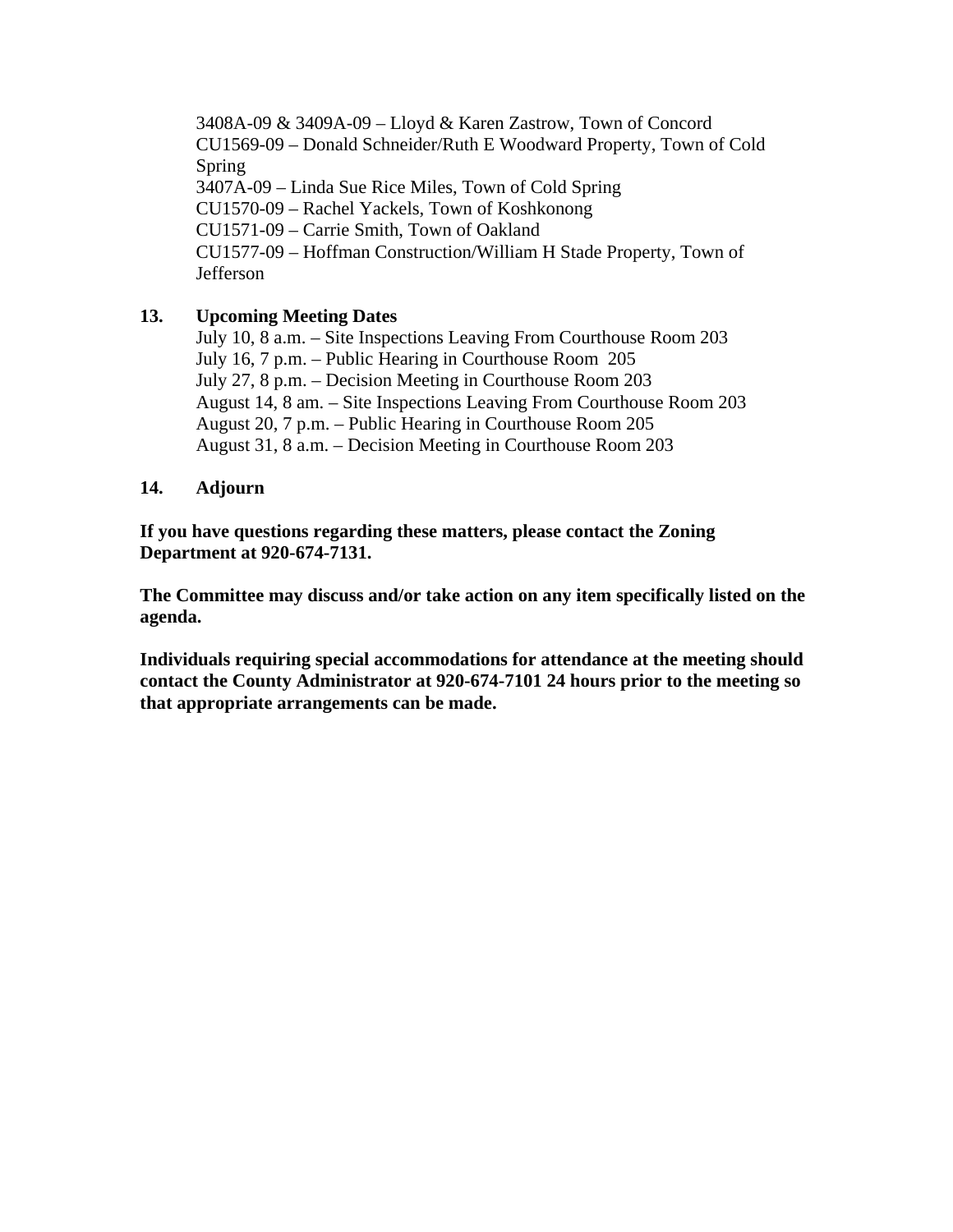3408A-09 & 3409A-09 – Lloyd & Karen Zastrow, Town of Concord
CU1569-09 – Donald Schneider/Ruth E Woodward Property, Town of Cold Spring
3407A-09 – Linda Sue Rice Miles, Town of Cold Spring
CU1570-09 – Rachel Yackels, Town of Koshkonong
CU1571-09 – Carrie Smith, Town of Oakland
CU1577-09 – Hoffman Construction/William H Stade Property, Town of Jefferson

**13. Upcoming Meeting Dates**

July 10, 8 a.m. – Site Inspections Leaving From Courthouse Room 203
July 16, 7 p.m. – Public Hearing in Courthouse Room 205
July 27, 8 p.m. – Decision Meeting in Courthouse Room 203
August 14, 8 am. – Site Inspections Leaving From Courthouse Room 203
August 20, 7 p.m. – Public Hearing in Courthouse Room 205
August 31, 8 a.m. – Decision Meeting in Courthouse Room 203

**14. Adjourn**

**If you have questions regarding these matters, please contact the Zoning Department at 920-674-7131.**

**The Committee may discuss and/or take action on any item specifically listed on the agenda.**

**Individuals requiring special accommodations for attendance at the meeting should contact the County Administrator at 920-674-7101 24 hours prior to the meeting so that appropriate arrangements can be made.**